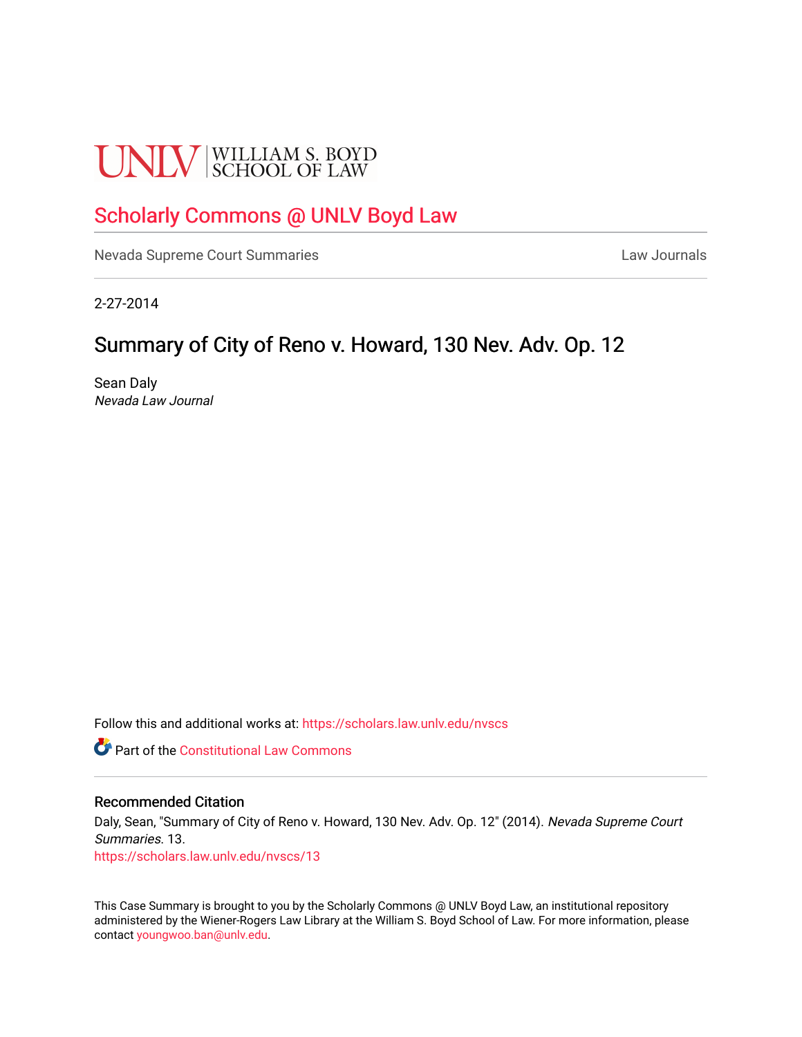UNLV | WILLIAM S. BOYD SCHOOL OF LAW

# Scholarly Commons @ UNLV Boyd Law

Nevada Supreme Court Summaries

Law Journals

2-27-2014

## Summary of City of Reno v. Howard, 130 Nev. Adv. Op. 12

Sean Daly
*Nevada Law Journal*

Follow this and additional works at: https://scholars.law.unlv.edu/nvscs

Part of the Constitutional Law Commons

### Recommended Citation

Daly, Sean, "Summary of City of Reno v. Howard, 130 Nev. Adv. Op. 12" (2014). *Nevada Supreme Court Summaries*. 13.
https://scholars.law.unlv.edu/nvscs/13

This Case Summary is brought to you by the Scholarly Commons @ UNLV Boyd Law, an institutional repository administered by the Wiener-Rogers Law Library at the William S. Boyd School of Law. For more information, please contact youngwoo.ban@unlv.edu.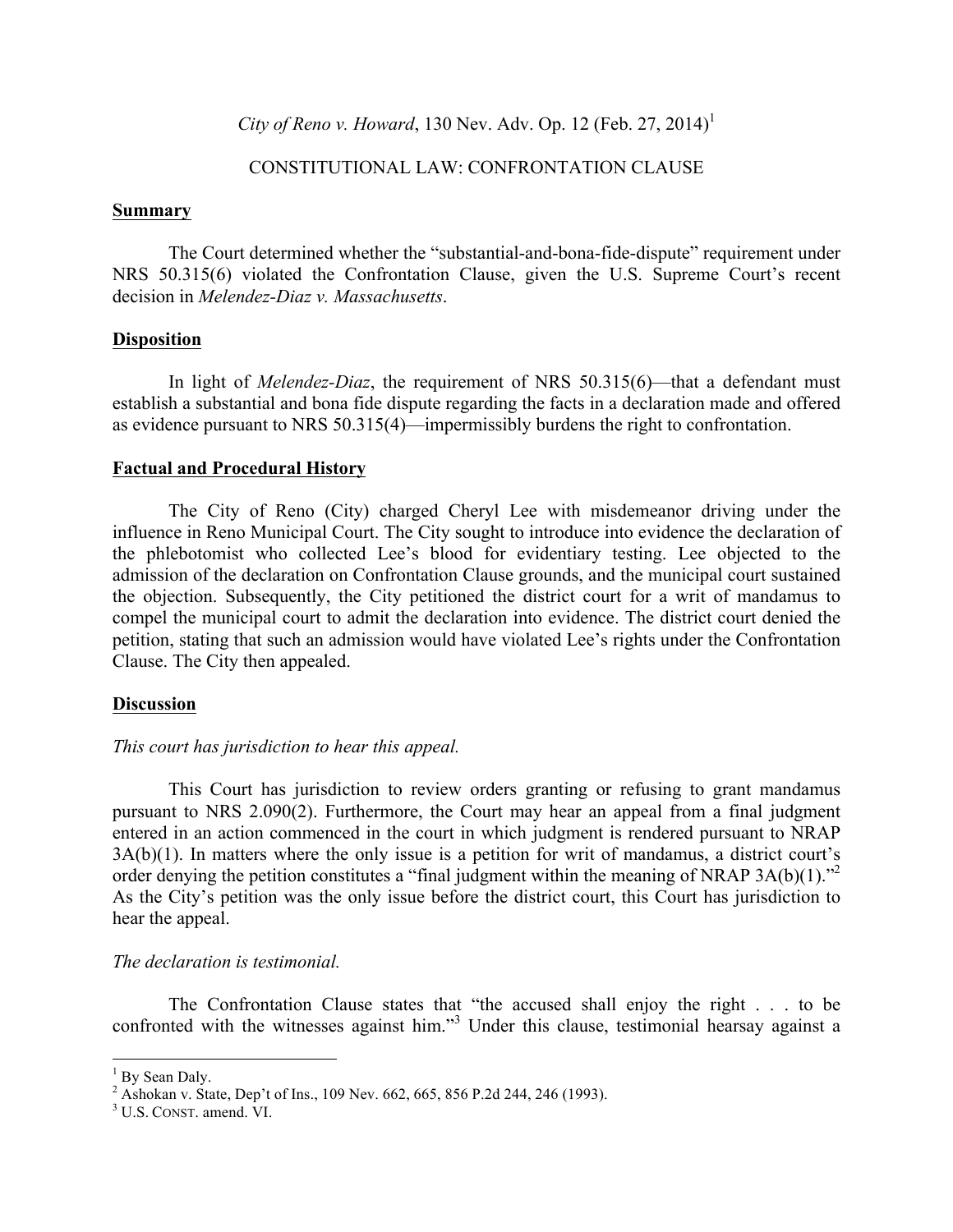*City of Reno v. Howard*, 130 Nev. Adv. Op. 12 (Feb. 27, 2014)[1]

CONSTITUTIONAL LAW: CONFRONTATION CLAUSE

**Summary**

The Court determined whether the "substantial-and-bona-fide-dispute" requirement under NRS 50.315(6) violated the Confrontation Clause, given the U.S. Supreme Court's recent decision in *Melendez-Diaz v. Massachusetts*.

**Disposition**

In light of *Melendez-Diaz*, the requirement of NRS 50.315(6)—that a defendant must establish a substantial and bona fide dispute regarding the facts in a declaration made and offered as evidence pursuant to NRS 50.315(4)—impermissibly burdens the right to confrontation.

**Factual and Procedural History**

The City of Reno (City) charged Cheryl Lee with misdemeanor driving under the influence in Reno Municipal Court. The City sought to introduce into evidence the declaration of the phlebotomist who collected Lee's blood for evidentiary testing. Lee objected to the admission of the declaration on Confrontation Clause grounds, and the municipal court sustained the objection. Subsequently, the City petitioned the district court for a writ of mandamus to compel the municipal court to admit the declaration into evidence. The district court denied the petition, stating that such an admission would have violated Lee's rights under the Confrontation Clause. The City then appealed.

**Discussion**

*This court has jurisdiction to hear this appeal.*

This Court has jurisdiction to review orders granting or refusing to grant mandamus pursuant to NRS 2.090(2). Furthermore, the Court may hear an appeal from a final judgment entered in an action commenced in the court in which judgment is rendered pursuant to NRAP 3A(b)(1). In matters where the only issue is a petition for writ of mandamus, a district court's order denying the petition constitutes a "final judgment within the meaning of NRAP 3A(b)(1)."[2] As the City's petition was the only issue before the district court, this Court has jurisdiction to hear the appeal.

*The declaration is testimonial.*

The Confrontation Clause states that "the accused shall enjoy the right . . . to be confronted with the witnesses against him."[3] Under this clause, testimonial hearsay against a

---

[1] By Sean Daly.

[2] Ashokan v. State, Dep't of Ins., 109 Nev. 662, 665, 856 P.2d 244, 246 (1993).

[3] U.S. CONST. amend. VI.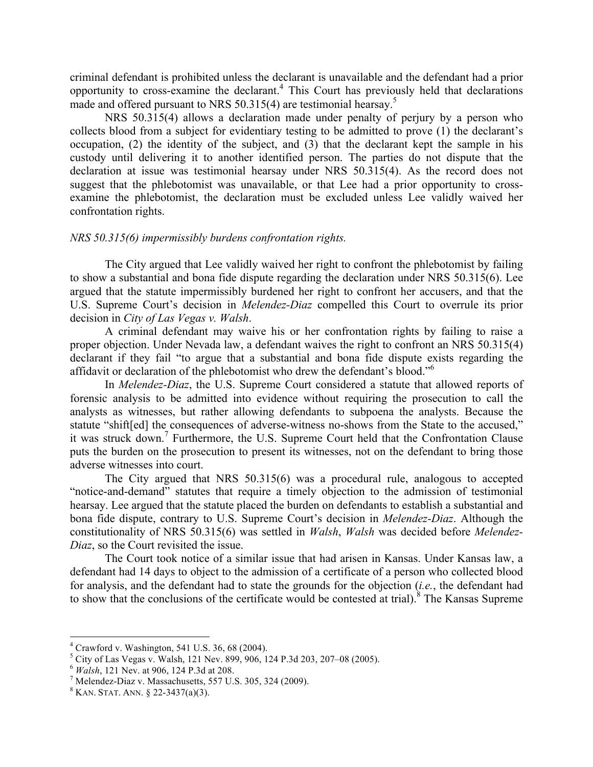criminal defendant is prohibited unless the declarant is unavailable and the defendant had a prior opportunity to cross-examine the declarant.[4] This Court has previously held that declarations made and offered pursuant to NRS 50.315(4) are testimonial hearsay.[5]

NRS 50.315(4) allows a declaration made under penalty of perjury by a person who collects blood from a subject for evidentiary testing to be admitted to prove (1) the declarant's occupation, (2) the identity of the subject, and (3) that the declarant kept the sample in his custody until delivering it to another identified person. The parties do not dispute that the declaration at issue was testimonial hearsay under NRS 50.315(4). As the record does not suggest that the phlebotomist was unavailable, or that Lee had a prior opportunity to cross-examine the phlebotomist, the declaration must be excluded unless Lee validly waived her confrontation rights.

*NRS 50.315(6) impermissibly burdens confrontation rights.*

The City argued that Lee validly waived her right to confront the phlebotomist by failing to show a substantial and bona fide dispute regarding the declaration under NRS 50.315(6). Lee argued that the statute impermissibly burdened her right to confront her accusers, and that the U.S. Supreme Court's decision in *Melendez-Diaz* compelled this Court to overrule its prior decision in *City of Las Vegas v. Walsh*.

A criminal defendant may waive his or her confrontation rights by failing to raise a proper objection. Under Nevada law, a defendant waives the right to confront an NRS 50.315(4) declarant if they fail "to argue that a substantial and bona fide dispute exists regarding the affidavit or declaration of the phlebotomist who drew the defendant's blood."[6]

In *Melendez-Diaz*, the U.S. Supreme Court considered a statute that allowed reports of forensic analysis to be admitted into evidence without requiring the prosecution to call the analysts as witnesses, but rather allowing defendants to subpoena the analysts. Because the statute "shift[ed] the consequences of adverse-witness no-shows from the State to the accused," it was struck down.[7] Furthermore, the U.S. Supreme Court held that the Confrontation Clause puts the burden on the prosecution to present its witnesses, not on the defendant to bring those adverse witnesses into court.

The City argued that NRS 50.315(6) was a procedural rule, analogous to accepted "notice-and-demand" statutes that require a timely objection to the admission of testimonial hearsay. Lee argued that the statute placed the burden on defendants to establish a substantial and bona fide dispute, contrary to U.S. Supreme Court's decision in *Melendez-Diaz*. Although the constitutionality of NRS 50.315(6) was settled in *Walsh*, *Walsh* was decided before *Melendez-Diaz*, so the Court revisited the issue.

The Court took notice of a similar issue that had arisen in Kansas. Under Kansas law, a defendant had 14 days to object to the admission of a certificate of a person who collected blood for analysis, and the defendant had to state the grounds for the objection (*i.e.*, the defendant had to show that the conclusions of the certificate would be contested at trial).[8] The Kansas Supreme

---

[4] Crawford v. Washington, 541 U.S. 36, 68 (2004).

[5] City of Las Vegas v. Walsh, 121 Nev. 899, 906, 124 P.3d 203, 207–08 (2005).

[6] *Walsh*, 121 Nev. at 906, 124 P.3d at 208.

[7] Melendez-Diaz v. Massachusetts, 557 U.S. 305, 324 (2009).

[8] KAN. STAT. ANN. § 22-3437(a)(3).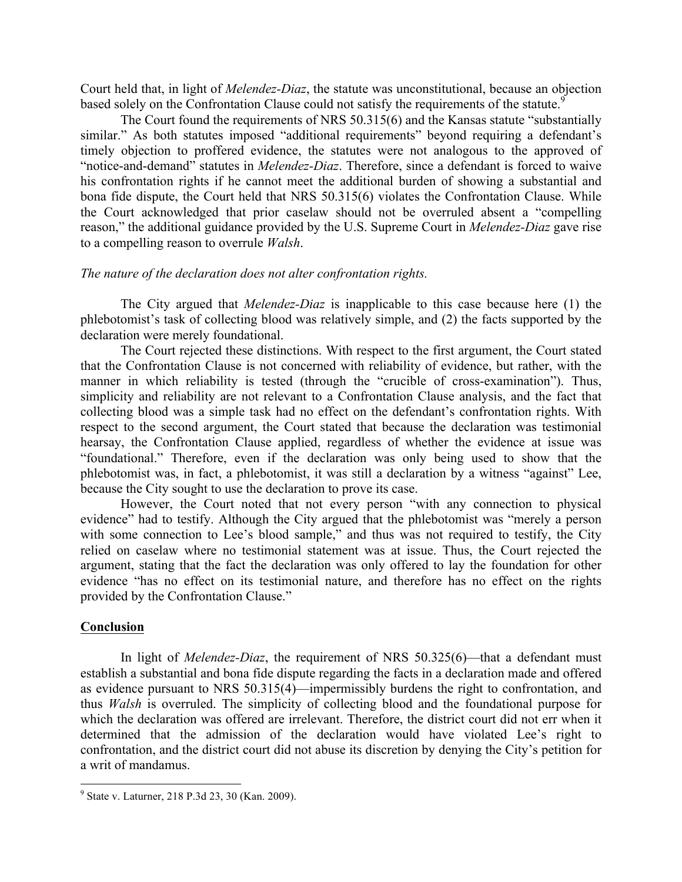Court held that, in light of *Melendez-Diaz*, the statute was unconstitutional, because an objection based solely on the Confrontation Clause could not satisfy the requirements of the statute.[9]

The Court found the requirements of NRS 50.315(6) and the Kansas statute "substantially similar." As both statutes imposed "additional requirements" beyond requiring a defendant's timely objection to proffered evidence, the statutes were not analogous to the approved of "notice-and-demand" statutes in *Melendez-Diaz*. Therefore, since a defendant is forced to waive his confrontation rights if he cannot meet the additional burden of showing a substantial and bona fide dispute, the Court held that NRS 50.315(6) violates the Confrontation Clause. While the Court acknowledged that prior caselaw should not be overruled absent a "compelling reason," the additional guidance provided by the U.S. Supreme Court in *Melendez-Diaz* gave rise to a compelling reason to overrule *Walsh*.

*The nature of the declaration does not alter confrontation rights.*

The City argued that *Melendez-Diaz* is inapplicable to this case because here (1) the phlebotomist's task of collecting blood was relatively simple, and (2) the facts supported by the declaration were merely foundational.

The Court rejected these distinctions. With respect to the first argument, the Court stated that the Confrontation Clause is not concerned with reliability of evidence, but rather, with the manner in which reliability is tested (through the "crucible of cross-examination"). Thus, simplicity and reliability are not relevant to a Confrontation Clause analysis, and the fact that collecting blood was a simple task had no effect on the defendant's confrontation rights. With respect to the second argument, the Court stated that because the declaration was testimonial hearsay, the Confrontation Clause applied, regardless of whether the evidence at issue was "foundational." Therefore, even if the declaration was only being used to show that the phlebotomist was, in fact, a phlebotomist, it was still a declaration by a witness "against" Lee, because the City sought to use the declaration to prove its case.

However, the Court noted that not every person "with any connection to physical evidence" had to testify. Although the City argued that the phlebotomist was "merely a person with some connection to Lee's blood sample," and thus was not required to testify, the City relied on caselaw where no testimonial statement was at issue. Thus, the Court rejected the argument, stating that the fact the declaration was only offered to lay the foundation for other evidence "has no effect on its testimonial nature, and therefore has no effect on the rights provided by the Confrontation Clause."

## **Conclusion**

In light of *Melendez-Diaz*, the requirement of NRS 50.325(6)—that a defendant must establish a substantial and bona fide dispute regarding the facts in a declaration made and offered as evidence pursuant to NRS 50.315(4)—impermissibly burdens the right to confrontation, and thus *Walsh* is overruled. The simplicity of collecting blood and the foundational purpose for which the declaration was offered are irrelevant. Therefore, the district court did not err when it determined that the admission of the declaration would have violated Lee's right to confrontation, and the district court did not abuse its discretion by denying the City's petition for a writ of mandamus.

---

[9] State v. Laturner, 218 P.3d 23, 30 (Kan. 2009).